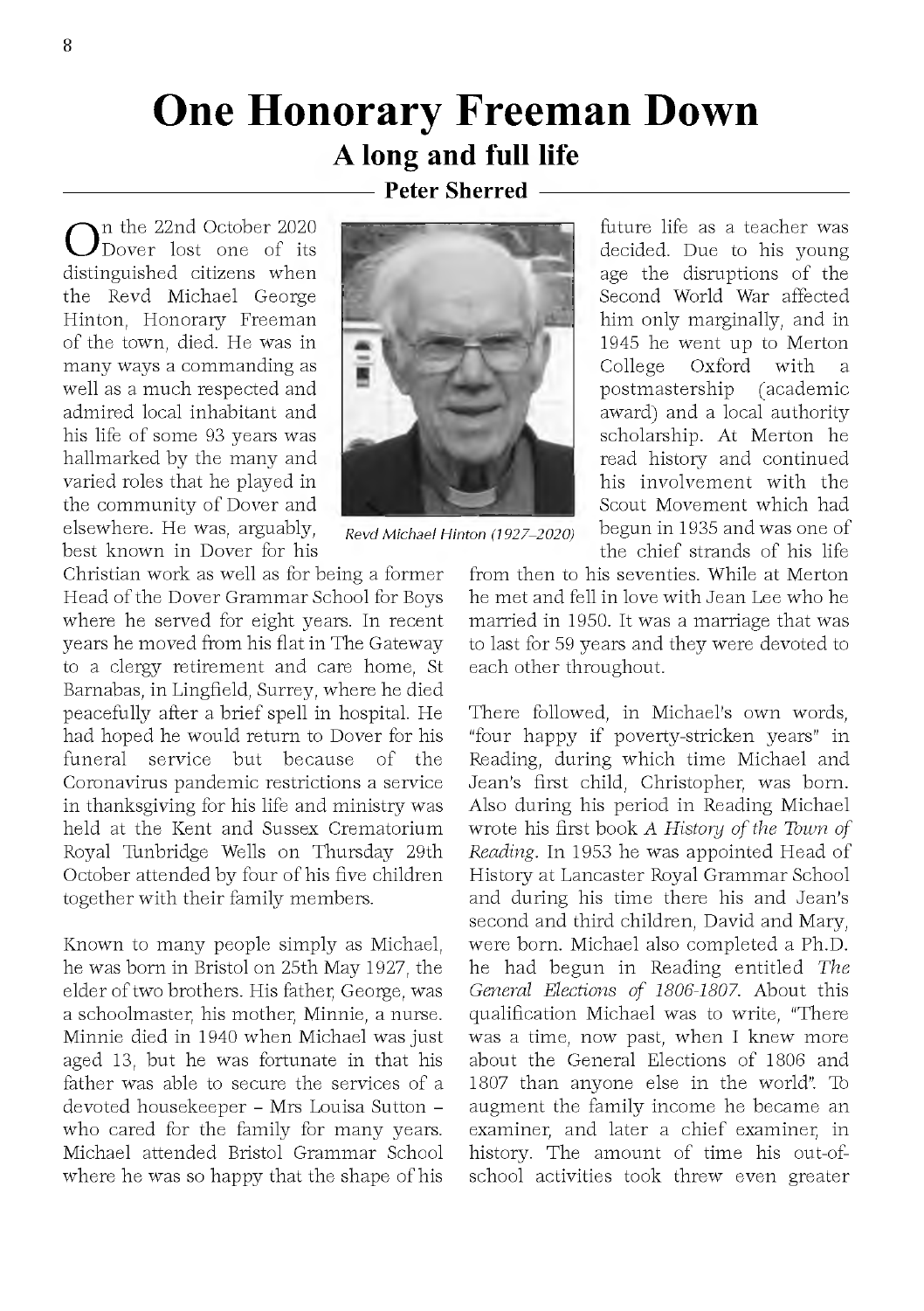# One Honorary Freeman Down

## A long and full life

**Peter Sherred**

On the 22nd October 2020 Dover lost one of its distinguished citizens when the Revd Michael George Hinton, Honorary Freeman of the town, died. He was in many ways a commanding as well as a much respected and admired local inhabitant and his life of some 93 years was hallmarked by the many and varied roles that he played in the community of Dover and elsewhere. He was, arguably, best known in Dover for his Christian work as well as for being a former Head of the Dover Grammar School for Boys where he served for eight years. In recent years he moved from his flat in The Gateway to a clergy retirement and care home, St Barnabas, in Lingfield, Surrey, where he died peacefully after a brief spell in hospital. He had hoped he would return to Dover for his funeral service but because of the Coronavirus pandemic restrictions a service in thanksgiving for his life and ministry was held at the Kent and Sussex Crematorium Royal Tunbridge Wells on Thursday 29th October attended by four of his five children together with their family members.

*Revd Michael Hinton (1927–2020)*

Known to many people simply as Michael, he was born in Bristol on 25th May 1927, the elder of two brothers. His father, George, was a schoolmaster, his mother, Minnie, a nurse. Minnie died in 1940 when Michael was just aged 13, but he was fortunate in that his father was able to secure the services of a devoted housekeeper – Mrs Louisa Sutton – who cared for the family for many years. Michael attended Bristol Grammar School where he was so happy that the shape of his future life as a teacher was decided. Due to his young age the disruptions of the Second World War affected him only marginally, and in 1945 he went up to Merton College Oxford with a postmastership (academic award) and a local authority scholarship. At Merton he read history and continued his involvement with the Scout Movement which had begun in 1935 and was one of the chief strands of his life from then to his seventies. While at Merton he met and fell in love with Jean Lee who he married in 1950. It was a marriage that was to last for 59 years and they were devoted to each other throughout.

There followed, in Michael's own words, "four happy if poverty-stricken years" in Reading, during which time Michael and Jean's first child, Christopher, was born. Also during his period in Reading Michael wrote his first book *A History of the Town of Reading*. In 1953 he was appointed Head of History at Lancaster Royal Grammar School and during his time there his and Jean's second and third children, David and Mary, were born. Michael also completed a Ph.D. he had begun in Reading entitled *The General Elections of 1806-1807*. About this qualification Michael was to write, "There was a time, now past, when I knew more about the General Elections of 1806 and 1807 than anyone else in the world". To augment the family income he became an examiner, and later a chief examiner, in history. The amount of time his out-of-school activities took threw even greater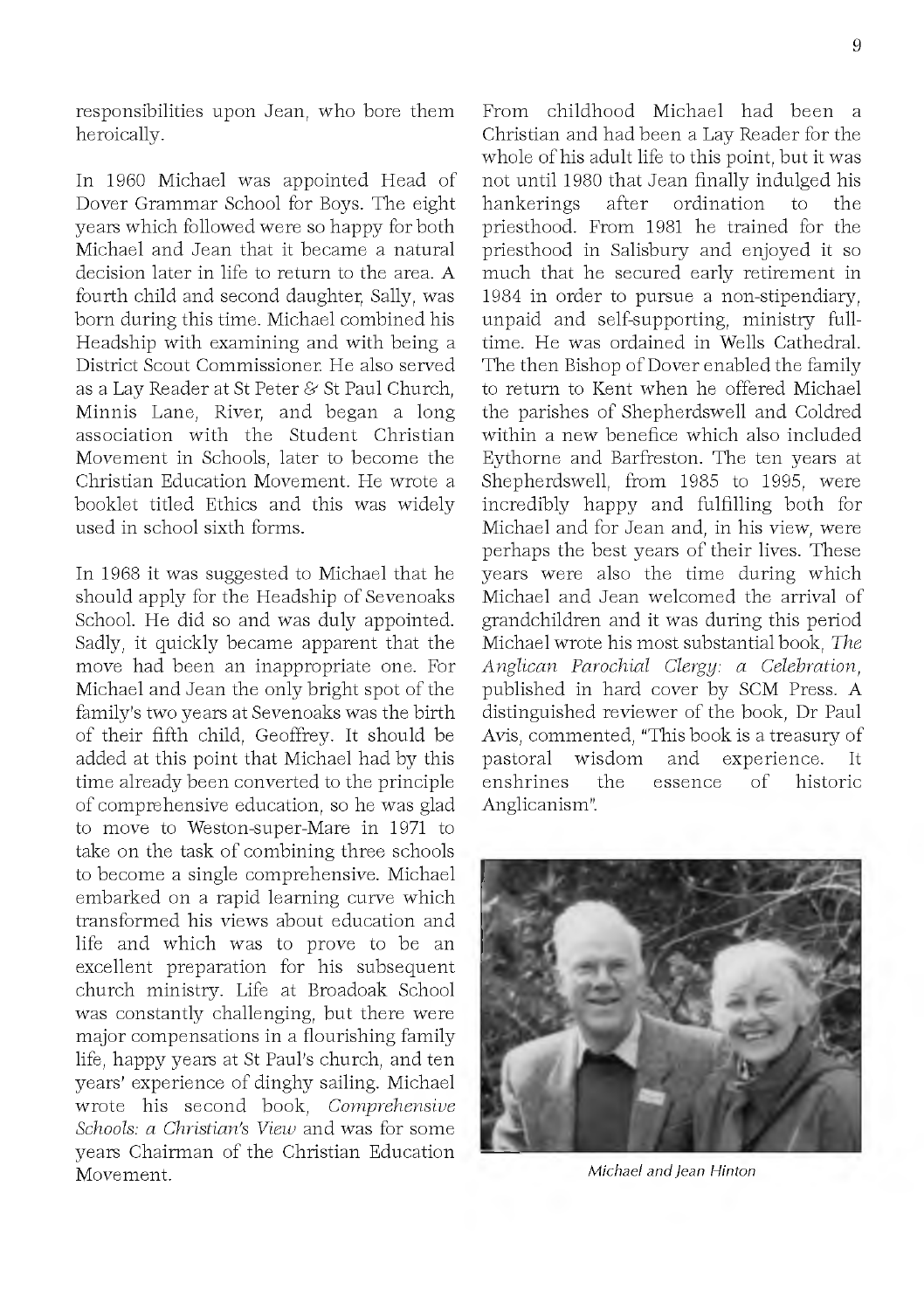responsibilities upon Jean, who bore them heroically.

In 1960 Michael was appointed Head of Dover Grammar School for Boys. The eight years which followed were so happy for both Michael and Jean that it became a natural decision later in life to return to the area. A fourth child and second daughter, Sally, was born during this time. Michael combined his Headship with examining and with being a District Scout Commissioner. He also served as a Lay Reader at St Peter & St Paul Church, Minnis Lane, River, and began a long association with the Student Christian Movement in Schools, later to become the Christian Education Movement. He wrote a booklet titled Ethics and this was widely used in school sixth forms.

In 1968 it was suggested to Michael that he should apply for the Headship of Sevenoaks School. He did so and was duly appointed. Sadly, it quickly became apparent that the move had been an inappropriate one. For Michael and Jean the only bright spot of the family's two years at Sevenoaks was the birth of their fifth child, Geoffrey. It should be added at this point that Michael had by this time already been converted to the principle of comprehensive education, so he was glad to move to Weston-super-Mare in 1971 to take on the task of combining three schools to become a single comprehensive. Michael embarked on a rapid learning curve which transformed his views about education and life and which was to prove to be an excellent preparation for his subsequent church ministry. Life at Broadoak School was constantly challenging, but there were major compensations in a flourishing family life, happy years at St Paul's church, and ten years' experience of dinghy sailing. Michael wrote his second book, *Comprehensive Schools: a Christian's View* and was for some years Chairman of the Christian Education Movement.

From childhood Michael had been a Christian and had been a Lay Reader for the whole of his adult life to this point, but it was not until 1980 that Jean finally indulged his hankerings after ordination to the priesthood. From 1981 he trained for the priesthood in Salisbury and enjoyed it so much that he secured early retirement in 1984 in order to pursue a non-stipendiary, unpaid and self-supporting, ministry full-time. He was ordained in Wells Cathedral. The then Bishop of Dover enabled the family to return to Kent when he offered Michael the parishes of Shepherdswell and Coldred within a new benefice which also included Eythorne and Barfreston. The ten years at Shepherdswell, from 1985 to 1995, were incredibly happy and fulfilling both for Michael and for Jean and, in his view, were perhaps the best years of their lives. These years were also the time during which Michael and Jean welcomed the arrival of grandchildren and it was during this period Michael wrote his most substantial book, *The Anglican Parochial Clergy: a Celebration*, published in hard cover by SCM Press. A distinguished reviewer of the book, Dr Paul Avis, commented, "This book is a treasury of pastoral wisdom and experience. It enshrines the essence of historic Anglicanism".

*Michael and Jean Hinton*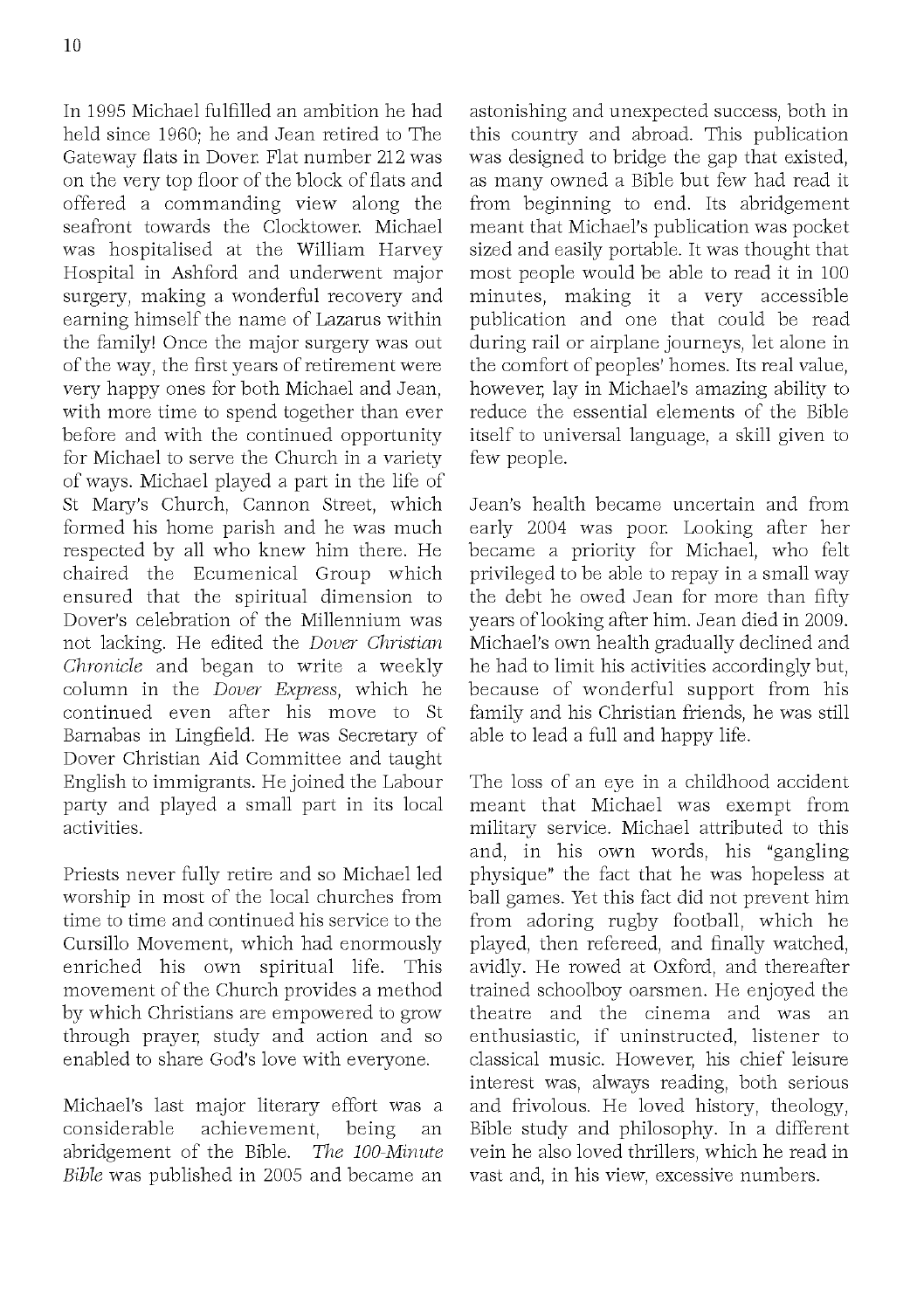In 1995 Michael fulfilled an ambition he had held since 1960; he and Jean retired to The Gateway flats in Dover. Flat number 212 was on the very top floor of the block of flats and offered a commanding view along the seafront towards the Clocktower. Michael was hospitalised at the William Harvey Hospital in Ashford and underwent major surgery, making a wonderful recovery and earning himself the name of Lazarus within the family! Once the major surgery was out of the way, the first years of retirement were very happy ones for both Michael and Jean, with more time to spend together than ever before and with the continued opportunity for Michael to serve the Church in a variety of ways. Michael played a part in the life of St Mary's Church, Cannon Street, which formed his home parish and he was much respected by all who knew him there. He chaired the Ecumenical Group which ensured that the spiritual dimension to Dover's celebration of the Millennium was not lacking. He edited the *Dover Christian Chronicle* and began to write a weekly column in the *Dover Express*, which he continued even after his move to St Barnabas in Lingfield. He was Secretary of Dover Christian Aid Committee and taught English to immigrants. He joined the Labour party and played a small part in its local activities.

Priests never fully retire and so Michael led worship in most of the local churches from time to time and continued his service to the Cursillo Movement, which had enormously enriched his own spiritual life. This movement of the Church provides a method by which Christians are empowered to grow through prayer, study and action and so enabled to share God's love with everyone.

Michael's last major literary effort was a considerable achievement, being an abridgement of the Bible. *The 100-Minute Bible* was published in 2005 and became an astonishing and unexpected success, both in this country and abroad. This publication was designed to bridge the gap that existed, as many owned a Bible but few had read it from beginning to end. Its abridgement meant that Michael's publication was pocket sized and easily portable. It was thought that most people would be able to read it in 100 minutes, making it a very accessible publication and one that could be read during rail or airplane journeys, let alone in the comfort of peoples' homes. Its real value, however, lay in Michael's amazing ability to reduce the essential elements of the Bible itself to universal language, a skill given to few people.

Jean's health became uncertain and from early 2004 was poor. Looking after her became a priority for Michael, who felt privileged to be able to repay in a small way the debt he owed Jean for more than fifty years of looking after him. Jean died in 2009. Michael's own health gradually declined and he had to limit his activities accordingly but, because of wonderful support from his family and his Christian friends, he was still able to lead a full and happy life.

The loss of an eye in a childhood accident meant that Michael was exempt from military service. Michael attributed to this and, in his own words, his "gangling physique" the fact that he was hopeless at ball games. Yet this fact did not prevent him from adoring rugby football, which he played, then refereed, and finally watched, avidly. He rowed at Oxford, and thereafter trained schoolboy oarsmen. He enjoyed the theatre and the cinema and was an enthusiastic, if uninstructed, listener to classical music. However, his chief leisure interest was, always reading, both serious and frivolous. He loved history, theology, Bible study and philosophy. In a different vein he also loved thrillers, which he read in vast and, in his view, excessive numbers.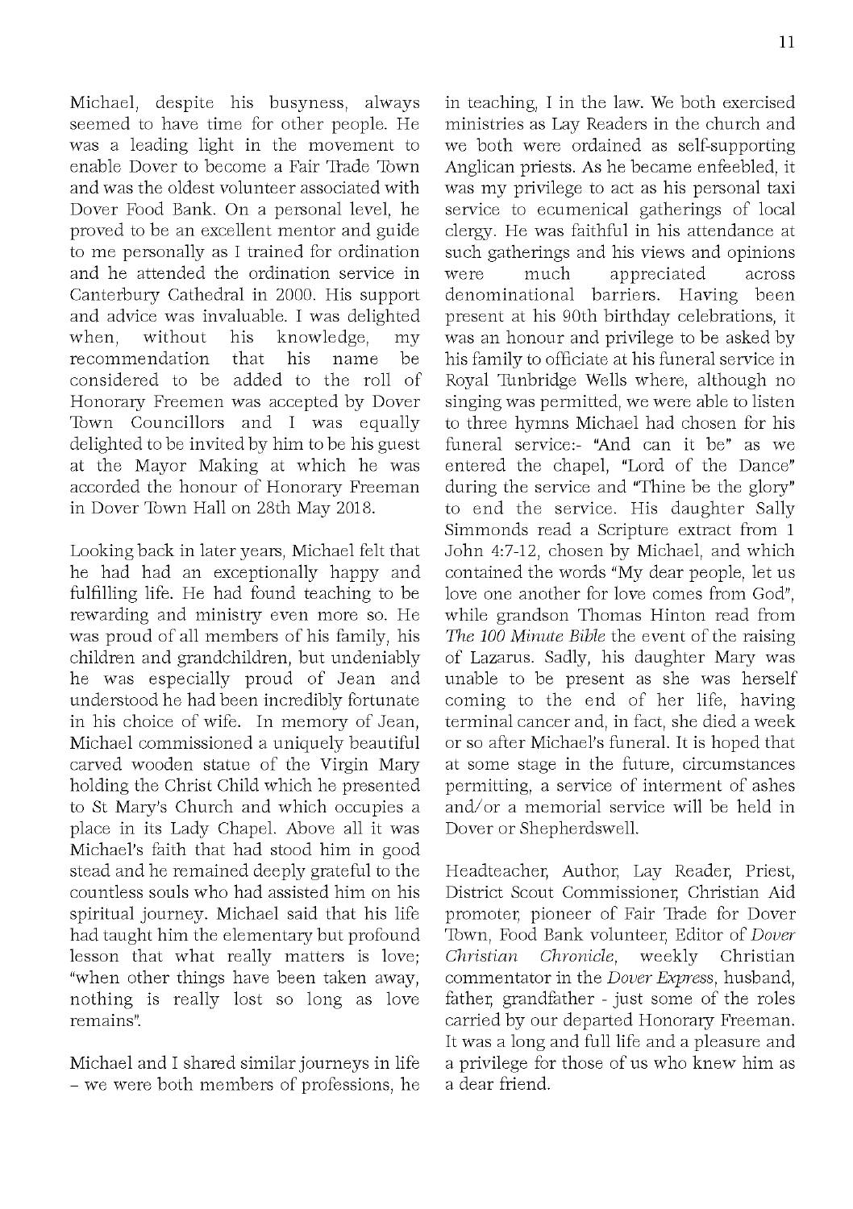Michael, despite his busyness, always seemed to have time for other people. He was a leading light in the movement to enable Dover to become a Fair Trade Town and was the oldest volunteer associated with Dover Food Bank. On a personal level, he proved to be an excellent mentor and guide to me personally as I trained for ordination and he attended the ordination service in Canterbury Cathedral in 2000. His support and advice was invaluable. I was delighted when, without his knowledge, my recommendation that his name be considered to be added to the roll of Honorary Freemen was accepted by Dover Town Councillors and I was equally delighted to be invited by him to be his guest at the Mayor Making at which he was accorded the honour of Honorary Freeman in Dover Town Hall on 28th May 2018.

Looking back in later years, Michael felt that he had had an exceptionally happy and fulfilling life. He had found teaching to be rewarding and ministry even more so. He was proud of all members of his family, his children and grandchildren, but undeniably he was especially proud of Jean and understood he had been incredibly fortunate in his choice of wife. In memory of Jean, Michael commissioned a uniquely beautiful carved wooden statue of the Virgin Mary holding the Christ Child which he presented to St Mary's Church and which occupies a place in its Lady Chapel. Above all it was Michael's faith that had stood him in good stead and he remained deeply grateful to the countless souls who had assisted him on his spiritual journey. Michael said that his life had taught him the elementary but profound lesson that what really matters is love; "when other things have been taken away, nothing is really lost so long as love remains".

Michael and I shared similar journeys in life – we were both members of professions, he in teaching, I in the law. We both exercised ministries as Lay Readers in the church and we both were ordained as self-supporting Anglican priests. As he became enfeebled, it was my privilege to act as his personal taxi service to ecumenical gatherings of local clergy. He was faithful in his attendance at such gatherings and his views and opinions were much appreciated across denominational barriers. Having been present at his 90th birthday celebrations, it was an honour and privilege to be asked by his family to officiate at his funeral service in Royal Tunbridge Wells where, although no singing was permitted, we were able to listen to three hymns Michael had chosen for his funeral service:- "And can it be" as we entered the chapel, "Lord of the Dance" during the service and "Thine be the glory" to end the service. His daughter Sally Simmonds read a Scripture extract from 1 John 4:7-12, chosen by Michael, and which contained the words "My dear people, let us love one another for love comes from God", while grandson Thomas Hinton read from *The 100 Minute Bible* the event of the raising of Lazarus. Sadly, his daughter Mary was unable to be present as she was herself coming to the end of her life, having terminal cancer and, in fact, she died a week or so after Michael's funeral. It is hoped that at some stage in the future, circumstances permitting, a service of interment of ashes and/or a memorial service will be held in Dover or Shepherdswell.

Headteacher, Author, Lay Reader, Priest, District Scout Commissioner, Christian Aid promoter, pioneer of Fair Trade for Dover Town, Food Bank volunteer, Editor of *Dover Christian Chronicle*, weekly Christian commentator in the *Dover Express*, husband, father, grandfather - just some of the roles carried by our departed Honorary Freeman. It was a long and full life and a pleasure and a privilege for those of us who knew him as a dear friend.